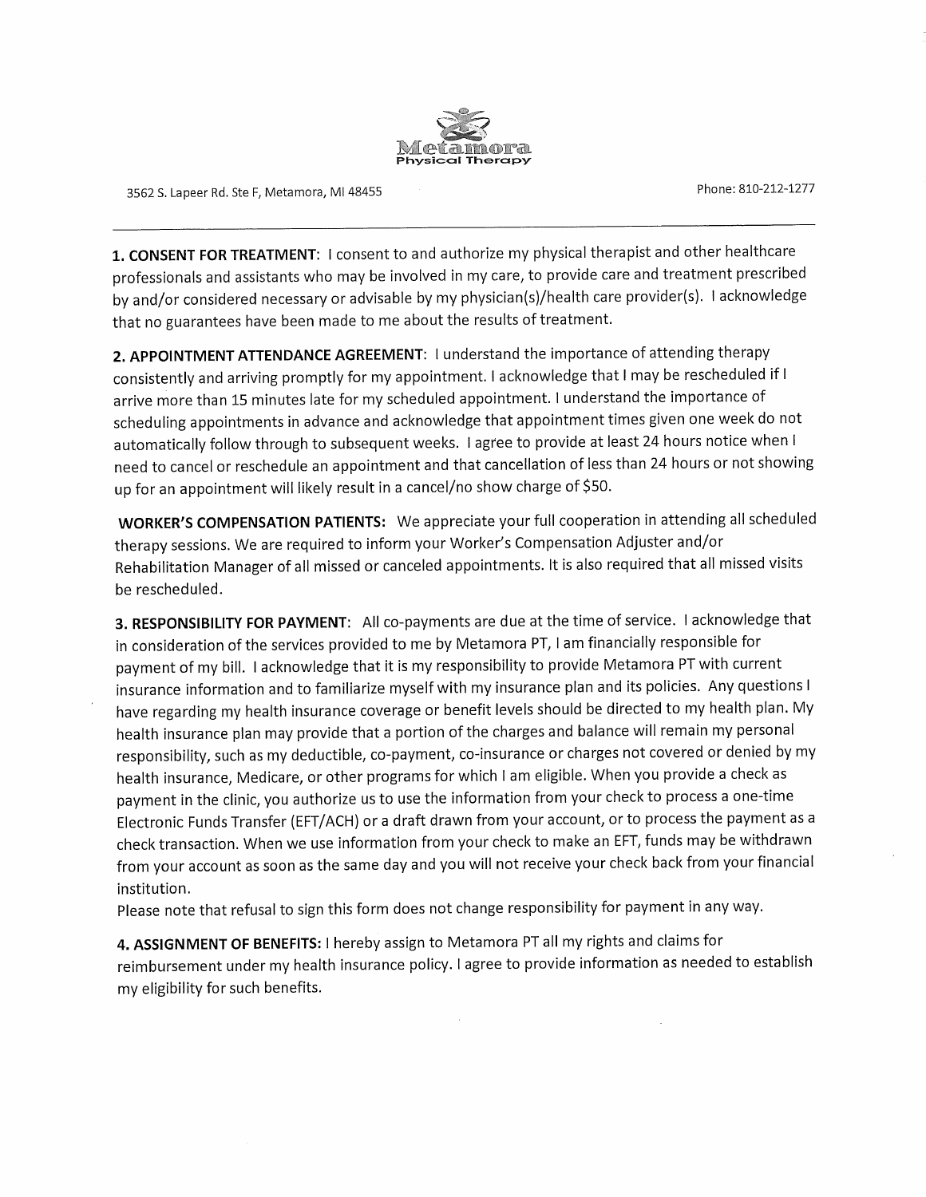# Metamora Physical Therapy

3562 S. Lapeer Rd. Ste F, Metamora, MI 48455 Phone: 810-212-1277

---

**1. CONSENT FOR TREATMENT:** I consent to and authorize my physical therapist and other healthcare professionals and assistants who may be involved in my care, to provide care and treatment prescribed by and/or considered necessary or advisable by my physician(s)/health care provider(s). I acknowledge that no guarantees have been made to me about the results of treatment.

**2. APPOINTMENT ATTENDANCE AGREEMENT:** I understand the importance of attending therapy consistently and arriving promptly for my appointment. I acknowledge that I may be rescheduled if I arrive more than 15 minutes late for my scheduled appointment. I understand the importance of scheduling appointments in advance and acknowledge that appointment times given one week do not automatically follow through to subsequent weeks. I agree to provide at least 24 hours notice when I need to cancel or reschedule an appointment and that cancellation of less than 24 hours or not showing up for an appointment will likely result in a cancel/no show charge of $50.

**WORKER'S COMPENSATION PATIENTS:** We appreciate your full cooperation in attending all scheduled therapy sessions. We are required to inform your Worker's Compensation Adjuster and/or Rehabilitation Manager of all missed or canceled appointments. It is also required that all missed visits be rescheduled.

**3. RESPONSIBILITY FOR PAYMENT:** All co-payments are due at the time of service. I acknowledge that in consideration of the services provided to me by Metamora PT, I am financially responsible for payment of my bill. I acknowledge that it is my responsibility to provide Metamora PT with current insurance information and to familiarize myself with my insurance plan and its policies. Any questions I have regarding my health insurance coverage or benefit levels should be directed to my health plan. My health insurance plan may provide that a portion of the charges and balance will remain my personal responsibility, such as my deductible, co-payment, co-insurance or charges not covered or denied by my health insurance, Medicare, or other programs for which I am eligible. When you provide a check as payment in the clinic, you authorize us to use the information from your check to process a one-time Electronic Funds Transfer (EFT/ACH) or a draft drawn from your account, or to process the payment as a check transaction. When we use information from your check to make an EFT, funds may be withdrawn from your account as soon as the same day and you will not receive your check back from your financial institution.

Please note that refusal to sign this form does not change responsibility for payment in any way.

**4. ASSIGNMENT OF BENEFITS:** I hereby assign to Metamora PT all my rights and claims for reimbursement under my health insurance policy. I agree to provide information as needed to establish my eligibility for such benefits.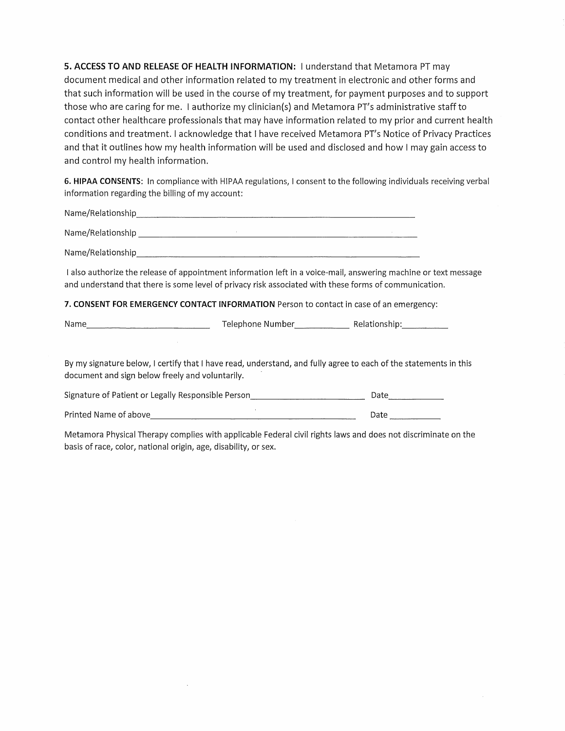**5. ACCESS TO AND RELEASE OF HEALTH INFORMATION:** I understand that Metamora PT may document medical and other information related to my treatment in electronic and other forms and that such information will be used in the course of my treatment, for payment purposes and to support those who are caring for me. I authorize my clinician(s) and Metamora PT's administrative staff to contact other healthcare professionals that may have information related to my prior and current health conditions and treatment. I acknowledge that I have received Metamora PT's Notice of Privacy Practices and that it outlines how my health information will be used and disclosed and how I may gain access to and control my health information.

**6. HIPAA CONSENTS:** In compliance with HIPAA regulations, I consent to the following individuals receiving verbal information regarding the billing of my account:

Name/Relationship_______________________________________________

Name/Relationship _______________________________________________

Name/Relationship_______________________________________________

I also authorize the release of appointment information left in a voice-mail, answering machine or text message and understand that there is some level of privacy risk associated with these forms of communication.

**7. CONSENT FOR EMERGENCY CONTACT INFORMATION** Person to contact in case of an emergency:

Name_____________________ Telephone Number__________ Relationship:_________

By my signature below, I certify that I have read, understand, and fully agree to each of the statements in this document and sign below freely and voluntarily.

Signature of Patient or Legally Responsible Person____________________ Date__________

Printed Name of above____________________________________ Date __________

Metamora Physical Therapy complies with applicable Federal civil rights laws and does not discriminate on the basis of race, color, national origin, age, disability, or sex.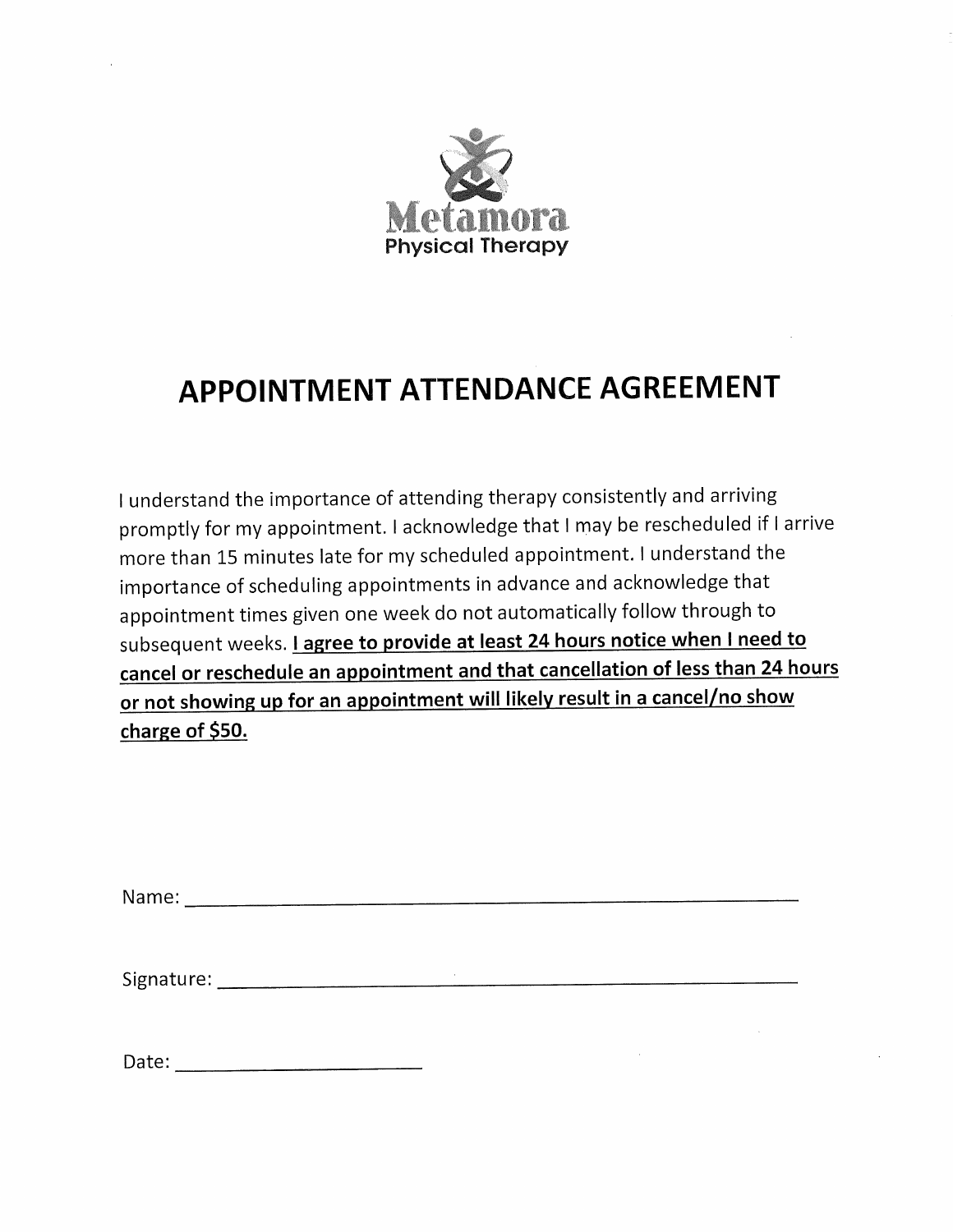Metamora
Physical Therapy

# APPOINTMENT ATTENDANCE AGREEMENT

I understand the importance of attending therapy consistently and arriving promptly for my appointment. I acknowledge that I may be rescheduled if I arrive more than 15 minutes late for my scheduled appointment. I understand the importance of scheduling appointments in advance and acknowledge that appointment times given one week do not automatically follow through to subsequent weeks. **<u>I agree to provide at least 24 hours notice when I need to cancel or reschedule an appointment and that cancellation of less than 24 hours or not showing up for an appointment will likely result in a cancel/no show charge of $50.</u>**

Name: ____________________________________________

Signature: ____________________________________________

Date: ____________________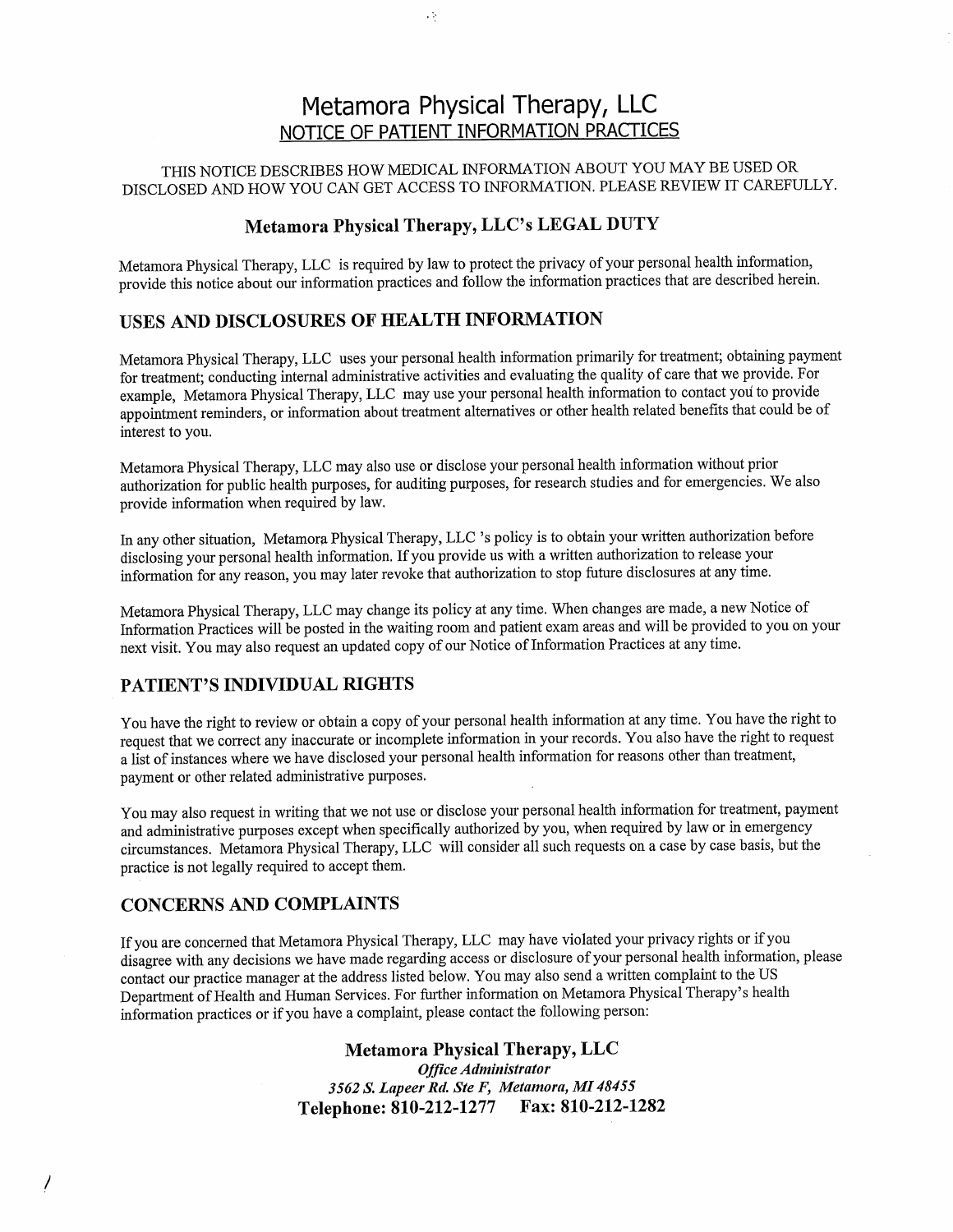# Metamora Physical Therapy, LLC

## NOTICE OF PATIENT INFORMATION PRACTICES

THIS NOTICE DESCRIBES HOW MEDICAL INFORMATION ABOUT YOU MAY BE USED OR DISCLOSED AND HOW YOU CAN GET ACCESS TO INFORMATION. PLEASE REVIEW IT CAREFULLY.

### Metamora Physical Therapy, LLC's LEGAL DUTY

Metamora Physical Therapy, LLC is required by law to protect the privacy of your personal health information, provide this notice about our information practices and follow the information practices that are described herein.

### USES AND DISCLOSURES OF HEALTH INFORMATION

Metamora Physical Therapy, LLC uses your personal health information primarily for treatment; obtaining payment for treatment; conducting internal administrative activities and evaluating the quality of care that we provide. For example, Metamora Physical Therapy, LLC may use your personal health information to contact you to provide appointment reminders, or information about treatment alternatives or other health related benefits that could be of interest to you.

Metamora Physical Therapy, LLC may also use or disclose your personal health information without prior authorization for public health purposes, for auditing purposes, for research studies and for emergencies. We also provide information when required by law.

In any other situation, Metamora Physical Therapy, LLC 's policy is to obtain your written authorization before disclosing your personal health information. If you provide us with a written authorization to release your information for any reason, you may later revoke that authorization to stop future disclosures at any time.

Metamora Physical Therapy, LLC may change its policy at any time. When changes are made, a new Notice of Information Practices will be posted in the waiting room and patient exam areas and will be provided to you on your next visit. You may also request an updated copy of our Notice of Information Practices at any time.

### PATIENT'S INDIVIDUAL RIGHTS

You have the right to review or obtain a copy of your personal health information at any time. You have the right to request that we correct any inaccurate or incomplete information in your records. You also have the right to request a list of instances where we have disclosed your personal health information for reasons other than treatment, payment or other related administrative purposes.

You may also request in writing that we not use or disclose your personal health information for treatment, payment and administrative purposes except when specifically authorized by you, when required by law or in emergency circumstances. Metamora Physical Therapy, LLC will consider all such requests on a case by case basis, but the practice is not legally required to accept them.

### CONCERNS AND COMPLAINTS

If you are concerned that Metamora Physical Therapy, LLC may have violated your privacy rights or if you disagree with any decisions we have made regarding access or disclosure of your personal health information, please contact our practice manager at the address listed below. You may also send a written complaint to the US Department of Health and Human Services. For further information on Metamora Physical Therapy's health information practices or if you have a complaint, please contact the following person:

**Metamora Physical Therapy, LLC**
***Office Administrator***
***3562 S. Lapeer Rd. Ste F, Metamora, MI 48455***
**Telephone: 810-212-1277 Fax: 810-212-1282**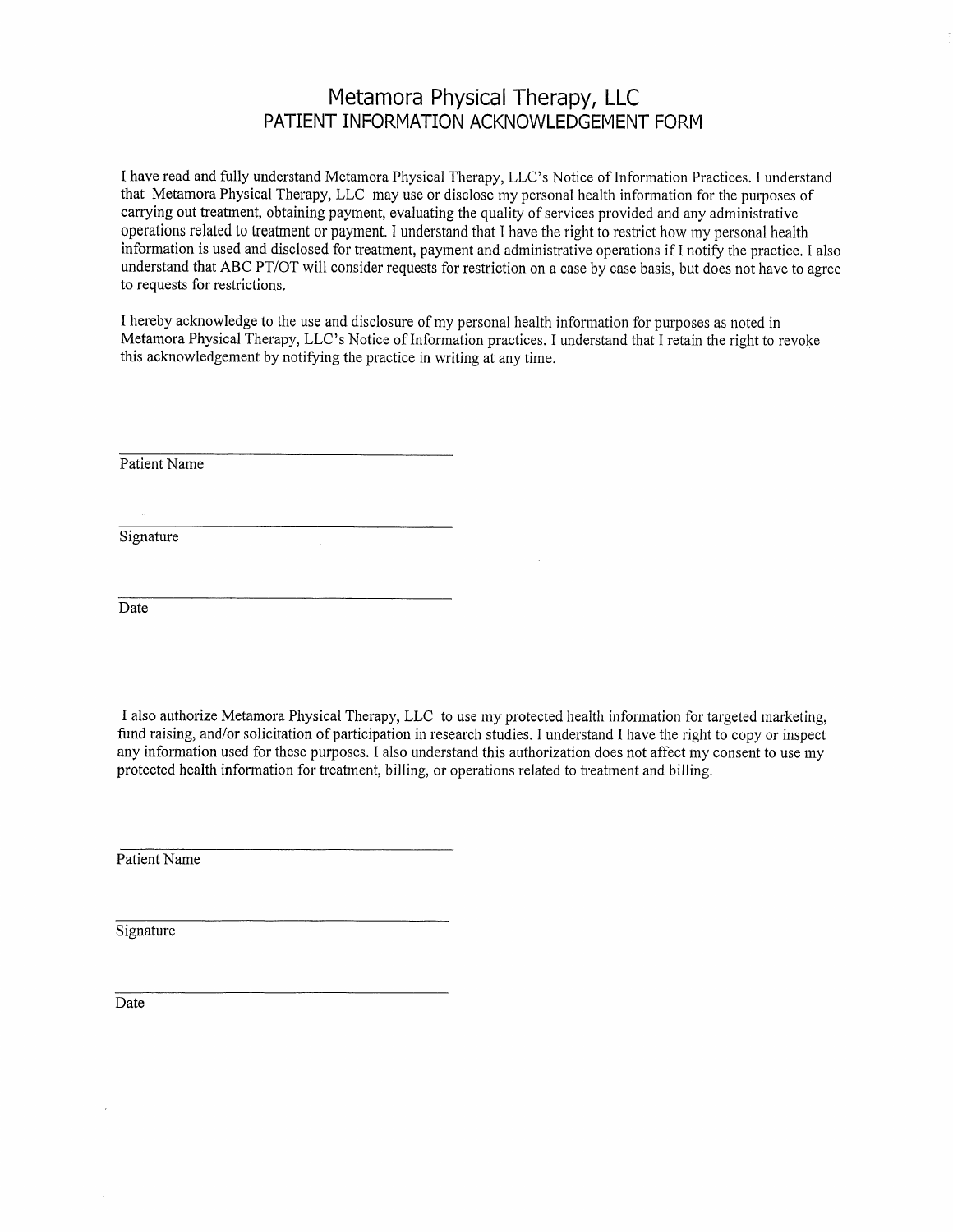# Metamora Physical Therapy, LLC
## PATIENT INFORMATION ACKNOWLEDGEMENT FORM

I have read and fully understand Metamora Physical Therapy, LLC's Notice of Information Practices. I understand that Metamora Physical Therapy, LLC may use or disclose my personal health information for the purposes of carrying out treatment, obtaining payment, evaluating the quality of services provided and any administrative operations related to treatment or payment. I understand that I have the right to restrict how my personal health information is used and disclosed for treatment, payment and administrative operations if I notify the practice. I also understand that ABC PT/OT will consider requests for restriction on a case by case basis, but does not have to agree to requests for restrictions.

I hereby acknowledge to the use and disclosure of my personal health information for purposes as noted in Metamora Physical Therapy, LLC's Notice of Information practices. I understand that I retain the right to revoke this acknowledgement by notifying the practice in writing at any time.

_______________________________________
Patient Name

_______________________________________
Signature

_______________________________________
Date

I also authorize Metamora Physical Therapy, LLC to use my protected health information for targeted marketing, fund raising, and/or solicitation of participation in research studies. I understand I have the right to copy or inspect any information used for these purposes. I also understand this authorization does not affect my consent to use my protected health information for treatment, billing, or operations related to treatment and billing.

_______________________________________
Patient Name

_______________________________________
Signature

_______________________________________
Date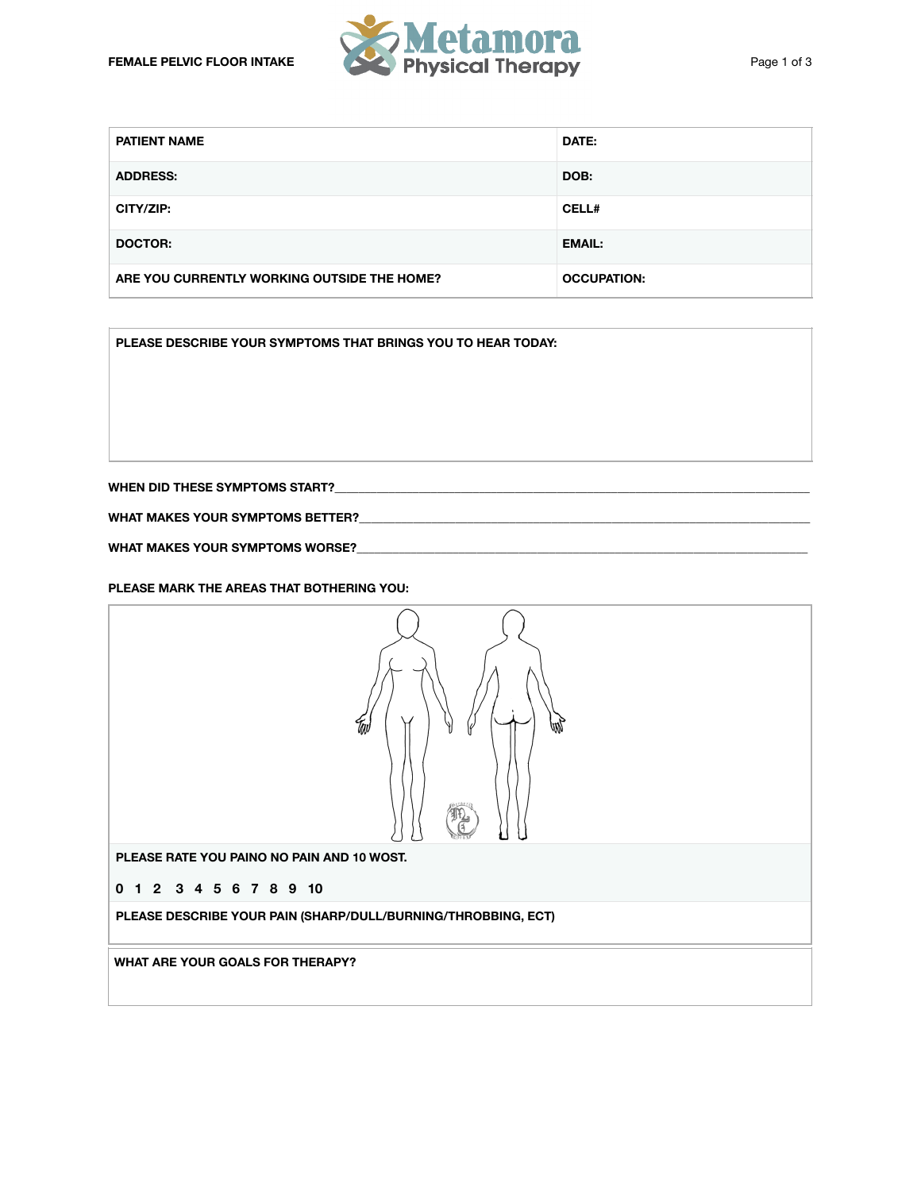**FEMALE PELVIC FLOOR INTAKE**

Metamora Physical Therapy

| PATIENT NAME | DATE: |
|---|---|
| ADDRESS: | DOB: |
| CITY/ZIP: | CELL# |
| DOCTOR: | EMAIL: |
| ARE YOU CURRENTLY WORKING OUTSIDE THE HOME? | OCCUPATION: |

**PLEASE DESCRIBE YOUR SYMPTOMS THAT BRINGS YOU TO HEAR TODAY:**

**WHEN DID THESE SYMPTOMS START?**\_\_\_\_\_\_\_\_\_\_\_\_\_\_\_\_\_\_\_\_\_\_\_\_\_\_\_\_\_\_\_\_\_\_\_\_\_\_\_\_

**WHAT MAKES YOUR SYMPTOMS BETTER?**\_\_\_\_\_\_\_\_\_\_\_\_\_\_\_\_\_\_\_\_\_\_\_\_\_\_\_\_\_\_\_\_\_\_\_\_\_\_\_\_

**WHAT MAKES YOUR SYMPTOMS WORSE?**\_\_\_\_\_\_\_\_\_\_\_\_\_\_\_\_\_\_\_\_\_\_\_\_\_\_\_\_\_\_\_\_\_\_\_\_\_\_\_\_

**PLEASE MARK THE AREAS THAT BOTHERING YOU:**

**PLEASE RATE YOU PAINO NO PAIN AND 10 WOST.**

**0 1 2 3 4 5 6 7 8 9 10**

**PLEASE DESCRIBE YOUR PAIN (SHARP/DULL/BURNING/THROBBING, ECT)**

**WHAT ARE YOUR GOALS FOR THERAPY?**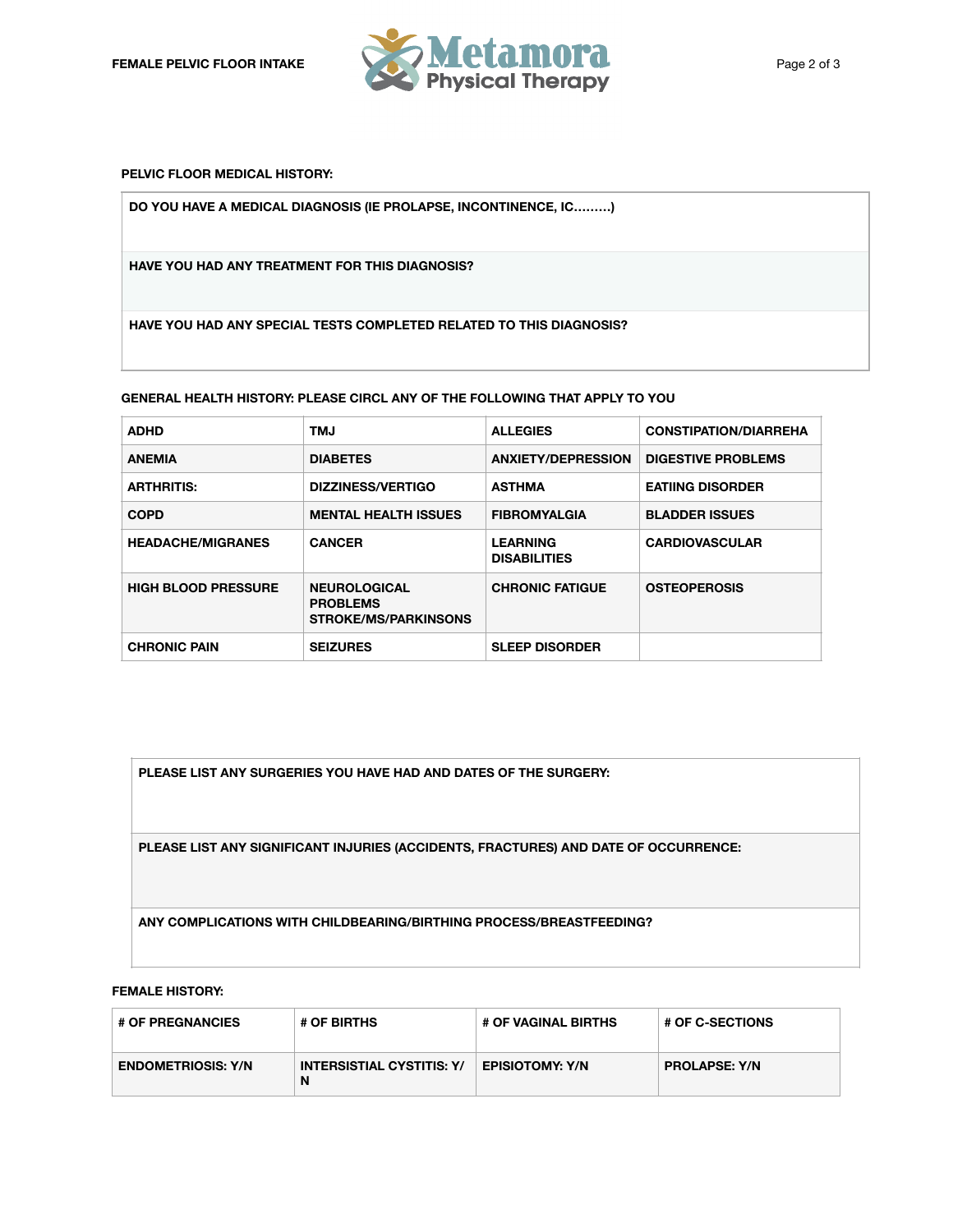## PELVIC FLOOR MEDICAL HISTORY:

| DO YOU HAVE A MEDICAL DIAGNOSIS (IE PROLAPSE, INCONTINENCE, IC………) |
| --- |
| HAVE YOU HAD ANY TREATMENT FOR THIS DIAGNOSIS? |
| HAVE YOU HAD ANY SPECIAL TESTS COMPLETED RELATED TO THIS DIAGNOSIS? |

## GENERAL HEALTH HISTORY: PLEASE CIRCL ANY OF THE FOLLOWING THAT APPLY TO YOU

| ADHD | TMJ | ALLEGIES | CONSTIPATION/DIARREHA |
| --- | --- | --- | --- |
| ANEMIA | DIABETES | ANXIETY/DEPRESSION | DIGESTIVE PROBLEMS |
| ARTHRITIS: | DIZZINESS/VERTIGO | ASTHMA | EATIING DISORDER |
| COPD | MENTAL HEALTH ISSUES | FIBROMYALGIA | BLADDER ISSUES |
| HEADACHE/MIGRANES | CANCER | LEARNING DISABILITIES | CARDIOVASCULAR |
| HIGH BLOOD PRESSURE | NEUROLOGICAL PROBLEMS STROKE/MS/PARKINSONS | CHRONIC FATIGUE | OSTEOPEROSIS |
| CHRONIC PAIN | SEIZURES | SLEEP DISORDER | |

| PLEASE LIST ANY SURGERIES YOU HAVE HAD AND DATES OF THE SURGERY: |
| --- |
| PLEASE LIST ANY SIGNIFICANT INJURIES (ACCIDENTS, FRACTURES) AND DATE OF OCCURRENCE: |
| ANY COMPLICATIONS WITH CHILDBEARING/BIRTHING PROCESS/BREASTFEEDING? |

## FEMALE HISTORY:

| # OF PREGNANCIES | # OF BIRTHS | # OF VAGINAL BIRTHS | # OF C-SECTIONS |
| --- | --- | --- | --- |
| ENDOMETRIOSIS: Y/N | INTERSISTIAL CYSTITIS: Y/N | EPISIOTOMY: Y/N | PROLAPSE: Y/N |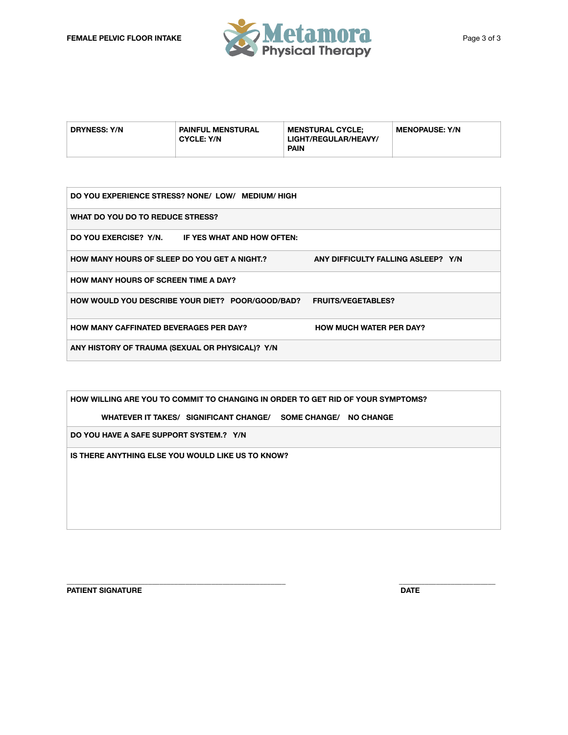| DRYNESS: Y/N | PAINFUL MENSTRUAL CYCLE: Y/N | MENSTRUAL CYCLE; LIGHT/REGULAR/HEAVY/ PAIN | MENOPAUSE: Y/N |
|---|---|---|---|

| | |
|---|---|
| **DO YOU EXPERIENCE STRESS? NONE/ LOW/ MEDIUM/ HIGH** | |
| **WHAT DO YOU DO TO REDUCE STRESS?** | |
| **DO YOU EXERCISE? Y/N. IF YES WHAT AND HOW OFTEN:** | |
| **HOW MANY HOURS OF SLEEP DO YOU GET A NIGHT.?** | **ANY DIFFICULTY FALLING ASLEEP? Y/N** |
| **HOW MANY HOURS OF SCREEN TIME A DAY?** | |
| **HOW WOULD YOU DESCRIBE YOUR DIET? POOR/GOOD/BAD?** | **FRUITS/VEGETABLES?** |
| **HOW MANY CAFFINATED BEVERAGES PER DAY?** | **HOW MUCH WATER PER DAY?** |
| **ANY HISTORY OF TRAUMA (SEXUAL OR PHYSICAL)? Y/N** | |

**HOW WILLING ARE YOU TO COMMIT TO CHANGING IN ORDER TO GET RID OF YOUR SYMPTOMS?**

**WHATEVER IT TAKES/ SIGNIFICANT CHANGE/ SOME CHANGE/ NO CHANGE**

**DO YOU HAVE A SAFE SUPPORT SYSTEM.? Y/N**

**IS THERE ANYTHING ELSE YOU WOULD LIKE US TO KNOW?**

\_\_\_\_\_\_\_\_\_\_\_\_\_\_\_\_\_\_\_\_\_\_\_\_\_\_\_\_\_\_\_\_\_\_\_\_\_\_\_\_\_\_\_\_\_\_\_\_

**PATIENT SIGNATURE**

\_\_\_\_\_\_\_\_\_\_\_\_\_\_\_\_\_\_\_\_\_\_

**DATE**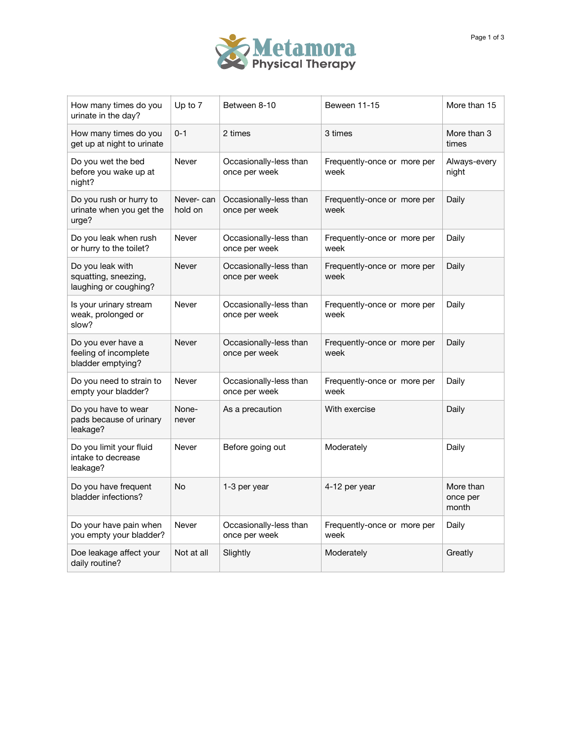# Metamora Physical Therapy

| How many times do you urinate in the day? | Up to 7 | Between 8-10 | Beween 11-15 | More than 15 |
|---|---|---|---|---|
| How many times do you get up at night to urinate | 0-1 | 2 times | 3 times | More than 3 times |
| Do you wet the bed before you wake up at night? | Never | Occasionally-less than once per week | Frequently-once or more per week | Always-every night |
| Do you rush or hurry to urinate when you get the urge? | Never- can hold on | Occasionally-less than once per week | Frequently-once or more per week | Daily |
| Do you leak when rush or hurry to the toilet? | Never | Occasionally-less than once per week | Frequently-once or more per week | Daily |
| Do you leak with squatting, sneezing, laughing or coughing? | Never | Occasionally-less than once per week | Frequently-once or more per week | Daily |
| Is your urinary stream weak, prolonged or slow? | Never | Occasionally-less than once per week | Frequently-once or more per week | Daily |
| Do you ever have a feeling of incomplete bladder emptying? | Never | Occasionally-less than once per week | Frequently-once or more per week | Daily |
| Do you need to strain to empty your bladder? | Never | Occasionally-less than once per week | Frequently-once or more per week | Daily |
| Do you have to wear pads because of urinary leakage? | None- never | As a precaution | With exercise | Daily |
| Do you limit your fluid intake to decrease leakage? | Never | Before going out | Moderately | Daily |
| Do you have frequent bladder infections? | No | 1-3 per year | 4-12 per year | More than once per month |
| Do your have pain when you empty your bladder? | Never | Occasionally-less than once per week | Frequently-once or more per week | Daily |
| Doe leakage affect your daily routine? | Not at all | Slightly | Moderately | Greatly |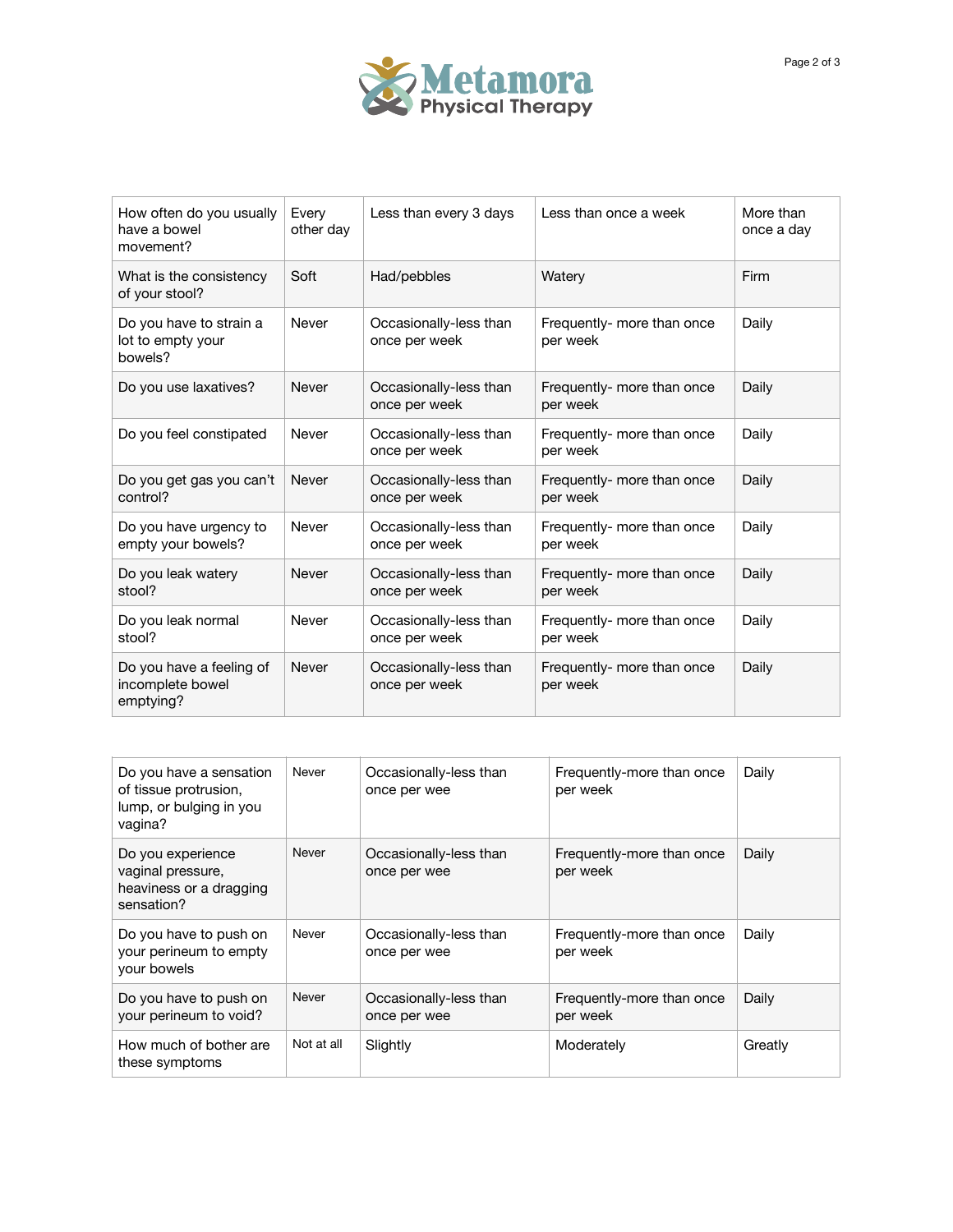| How often do you usually have a bowel movement? | Every other day | Less than every 3 days | Less than once a week | More than once a day |
|---|---|---|---|---|
| What is the consistency of your stool? | Soft | Had/pebbles | Watery | Firm |
| Do you have to strain a lot to empty your bowels? | Never | Occasionally-less than once per week | Frequently- more than once per week | Daily |
| Do you use laxatives? | Never | Occasionally-less than once per week | Frequently- more than once per week | Daily |
| Do you feel constipated | Never | Occasionally-less than once per week | Frequently- more than once per week | Daily |
| Do you get gas you can't control? | Never | Occasionally-less than once per week | Frequently- more than once per week | Daily |
| Do you have urgency to empty your bowels? | Never | Occasionally-less than once per week | Frequently- more than once per week | Daily |
| Do you leak watery stool? | Never | Occasionally-less than once per week | Frequently- more than once per week | Daily |
| Do you leak normal stool? | Never | Occasionally-less than once per week | Frequently- more than once per week | Daily |
| Do you have a feeling of incomplete bowel emptying? | Never | Occasionally-less than once per week | Frequently- more than once per week | Daily |

| Do you have a sensation of tissue protrusion, lump, or bulging in you vagina? | Never | Occasionally-less than once per wee | Frequently-more than once per week | Daily |
|---|---|---|---|---|
| Do you experience vaginal pressure, heaviness or a dragging sensation? | Never | Occasionally-less than once per wee | Frequently-more than once per week | Daily |
| Do you have to push on your perineum to empty your bowels | Never | Occasionally-less than once per wee | Frequently-more than once per week | Daily |
| Do you have to push on your perineum to void? | Never | Occasionally-less than once per wee | Frequently-more than once per week | Daily |
| How much of bother are these symptoms | Not at all | Slightly | Moderately | Greatly |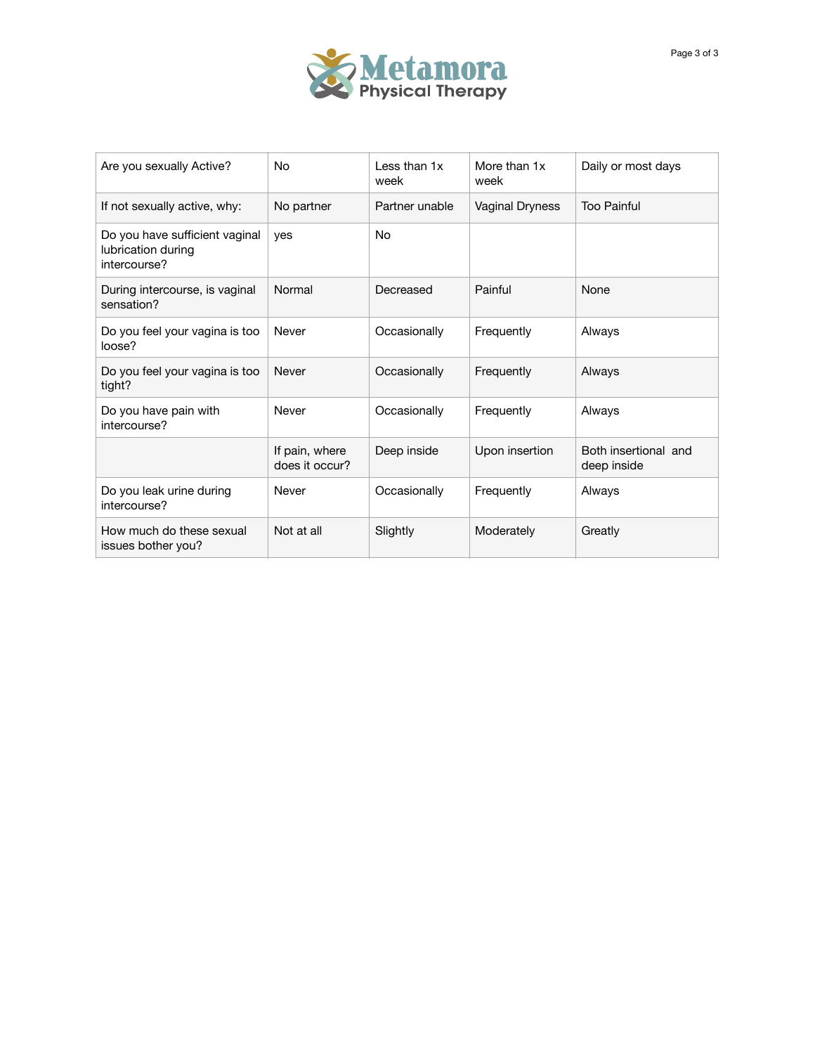| Are you sexually Active? | No | Less than 1x week | More than 1x week | Daily or most days |
|---|---|---|---|---|
| If not sexually active, why: | No partner | Partner unable | Vaginal Dryness | Too Painful |
| Do you have sufficient vaginal lubrication during intercourse? | yes | No | | |
| During intercourse, is vaginal sensation? | Normal | Decreased | Painful | None |
| Do you feel your vagina is too loose? | Never | Occasionally | Frequently | Always |
| Do you feel your vagina is too tight? | Never | Occasionally | Frequently | Always |
| Do you have pain with intercourse? | Never | Occasionally | Frequently | Always |
| | If pain, where does it occur? | Deep inside | Upon insertion | Both insertional and deep inside |
| Do you leak urine during intercourse? | Never | Occasionally | Frequently | Always |
| How much do these sexual issues bother you? | Not at all | Slightly | Moderately | Greatly |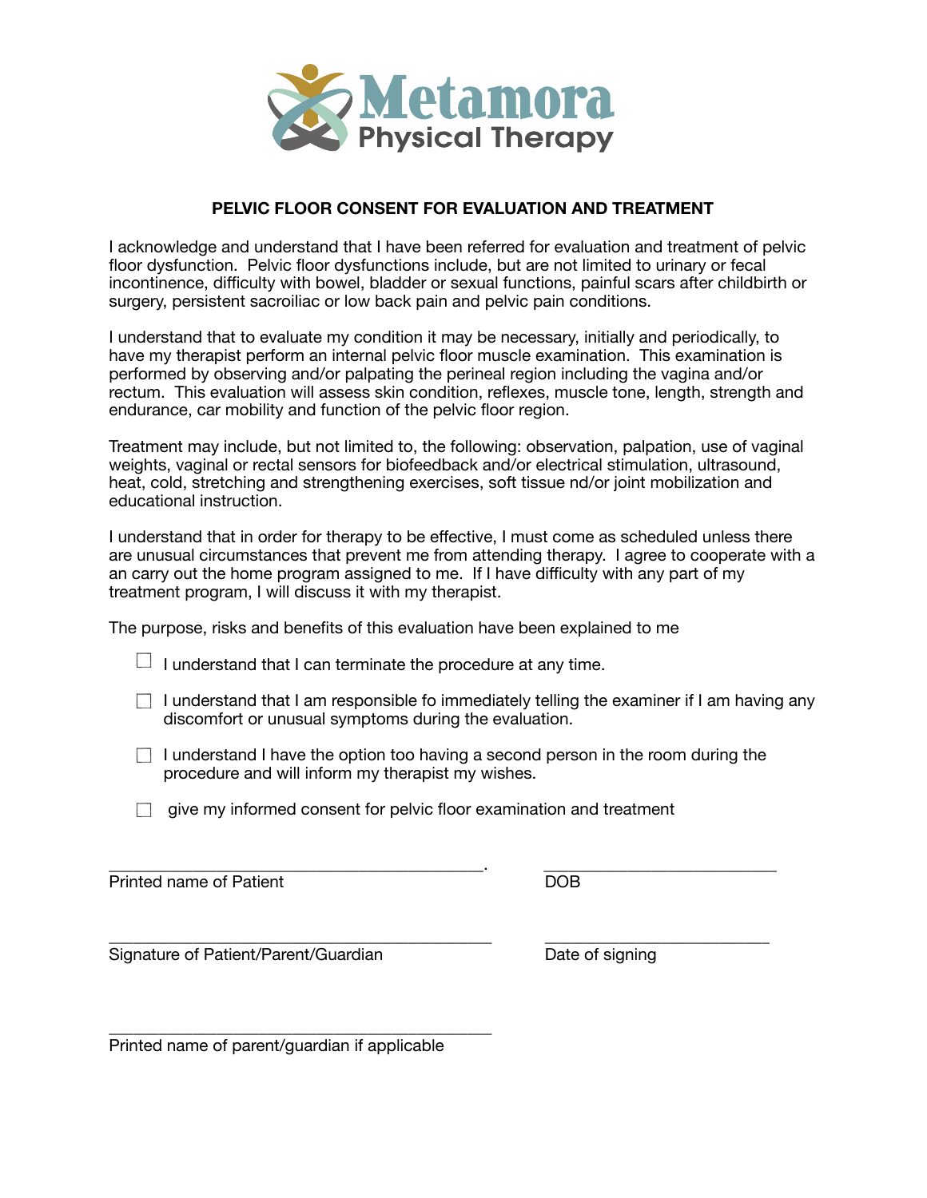Metamora
Physical Therapy

## PELVIC FLOOR CONSENT FOR EVALUATION AND TREATMENT

I acknowledge and understand that I have been referred for evaluation and treatment of pelvic floor dysfunction. Pelvic floor dysfunctions include, but are not limited to urinary or fecal incontinence, difficulty with bowel, bladder or sexual functions, painful scars after childbirth or surgery, persistent sacroiliac or low back pain and pelvic pain conditions.

I understand that to evaluate my condition it may be necessary, initially and periodically, to have my therapist perform an internal pelvic floor muscle examination. This examination is performed by observing and/or palpating the perineal region including the vagina and/or rectum. This evaluation will assess skin condition, reflexes, muscle tone, length, strength and endurance, car mobility and function of the pelvic floor region.

Treatment may include, but not limited to, the following: observation, palpation, use of vaginal weights, vaginal or rectal sensors for biofeedback and/or electrical stimulation, ultrasound, heat, cold, stretching and strengthening exercises, soft tissue nd/or joint mobilization and educational instruction.

I understand that in order for therapy to be effective, I must come as scheduled unless there are unusual circumstances that prevent me from attending therapy. I agree to cooperate with a an carry out the home program assigned to me. If I have difficulty with any part of my treatment program, I will discuss it with my therapist.

The purpose, risks and benefits of this evaluation have been explained to me

- ☐ I understand that I can terminate the procedure at any time.
- ☐ I understand that I am responsible fo immediately telling the examiner if I am having any discomfort or unusual symptoms during the evaluation.
- ☐ I understand I have the option too having a second person in the room during the procedure and will inform my therapist my wishes.
- ☐ give my informed consent for pelvic floor examination and treatment

_____________________________________________ &nbsp;&nbsp;&nbsp; ___________________________
Printed name of Patient &nbsp;&nbsp;&nbsp; DOB

_____________________________________________ &nbsp;&nbsp;&nbsp; ___________________________
Signature of Patient/Parent/Guardian &nbsp;&nbsp;&nbsp; Date of signing

_____________________________________________
Printed name of parent/guardian if applicable